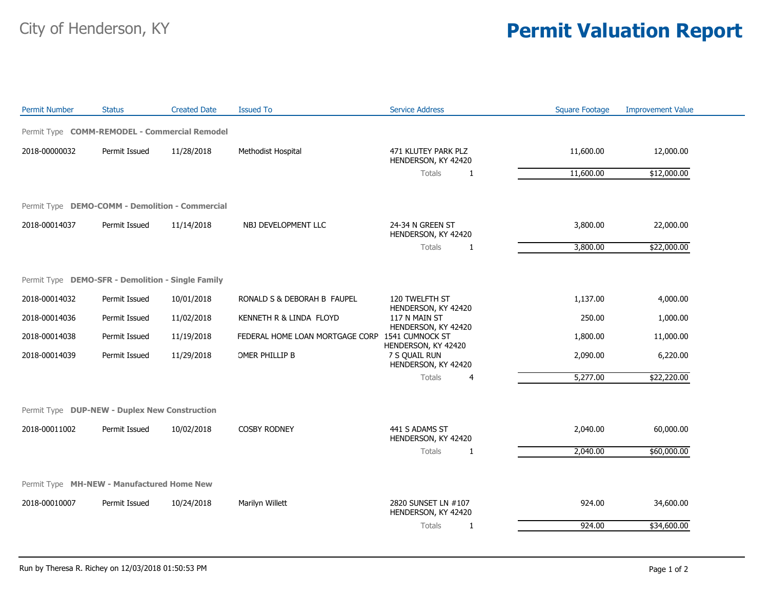City of Henderson, KY

# Permit Valuation Report

| Permit Number | Status | Created Date | Issued To | Service Address | | Square Footage | Improvement Value |
|---|---|---|---|---|---|---|---|
| Permit Type **COMM-REMODEL - Commercial Remodel** | | | | | | | |
| 2018-00000032 | Permit Issued | 11/28/2018 | Methodist Hospital | 471 KLUTEY PARK PLZ HENDERSON, KY 42420 | | 11,600.00 | 12,000.00 |
| | | | | Totals | 1 | 11,600.00 | $12,000.00 |
| Permit Type **DEMO-COMM - Demolition - Commercial** | | | | | | | |
| 2018-00014037 | Permit Issued | 11/14/2018 | NBJ DEVELOPMENT LLC | 24-34 N GREEN ST HENDERSON, KY 42420 | | 3,800.00 | 22,000.00 |
| | | | | Totals | 1 | 3,800.00 | $22,000.00 |
| Permit Type **DEMO-SFR - Demolition - Single Family** | | | | | | | |
| 2018-00014032 | Permit Issued | 10/01/2018 | RONALD S & DEBORAH B FAUPEL | 120 TWELFTH ST HENDERSON, KY 42420 | | 1,137.00 | 4,000.00 |
| 2018-00014036 | Permit Issued | 11/02/2018 | KENNETH R & LINDA FLOYD | 117 N MAIN ST HENDERSON, KY 42420 | | 250.00 | 1,000.00 |
| 2018-00014038 | Permit Issued | 11/19/2018 | FEDERAL HOME LOAN MORTGAGE CORP | 1541 CUMNOCK ST HENDERSON, KY 42420 | | 1,800.00 | 11,000.00 |
| 2018-00014039 | Permit Issued | 11/29/2018 | OMER PHILLIP B | 7 S QUAIL RUN HENDERSON, KY 42420 | | 2,090.00 | 6,220.00 |
| | | | | Totals | 4 | 5,277.00 | $22,220.00 |
| Permit Type **DUP-NEW - Duplex New Construction** | | | | | | | |
| 2018-00011002 | Permit Issued | 10/02/2018 | COSBY RODNEY | 441 S ADAMS ST HENDERSON, KY 42420 | | 2,040.00 | 60,000.00 |
| | | | | Totals | 1 | 2,040.00 | $60,000.00 |
| Permit Type **MH-NEW - Manufactured Home New** | | | | | | | |
| 2018-00010007 | Permit Issued | 10/24/2018 | Marilyn Willett | 2820 SUNSET LN #107 HENDERSON, KY 42420 | | 924.00 | 34,600.00 |
| | | | | Totals | 1 | 924.00 | $34,600.00 |

Run by Theresa R. Richey on 12/03/2018 01:50:53 PM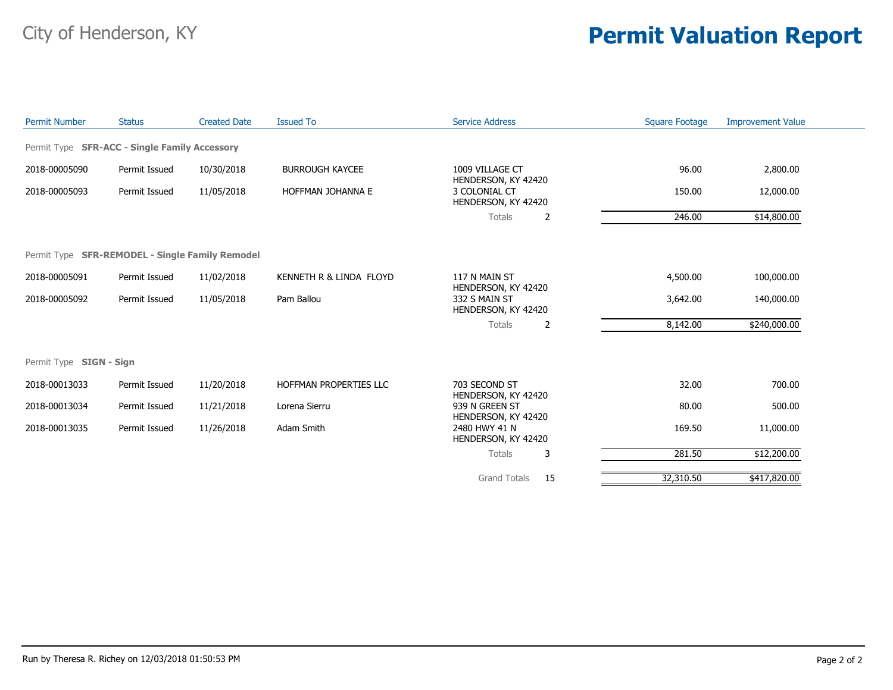City of Henderson, KY

# Permit Valuation Report

| Permit Number | Status | Created Date | Issued To | Service Address | | Square Footage | Improvement Value |
|---|---|---|---|---|---|---|---|
| Permit Type **SFR-ACC - Single Family Accessory** | | | | | | | |
| 2018-00005090 | Permit Issued | 10/30/2018 | BURROUGH KAYCEE | 1009 VILLAGE CT HENDERSON, KY 42420 | | 96.00 | 2,800.00 |
| 2018-00005093 | Permit Issued | 11/05/2018 | HOFFMAN JOHANNA E | 3 COLONIAL CT HENDERSON, KY 42420 | | 150.00 | 12,000.00 |
| | | | | Totals | 2 | 246.00 | $14,800.00 |
| Permit Type **SFR-REMODEL - Single Family Remodel** | | | | | | | |
| 2018-00005091 | Permit Issued | 11/02/2018 | KENNETH R & LINDA FLOYD | 117 N MAIN ST HENDERSON, KY 42420 | | 4,500.00 | 100,000.00 |
| 2018-00005092 | Permit Issued | 11/05/2018 | Pam Ballou | 332 S MAIN ST HENDERSON, KY 42420 | | 3,642.00 | 140,000.00 |
| | | | | Totals | 2 | 8,142.00 | $240,000.00 |
| Permit Type **SIGN - Sign** | | | | | | | |
| 2018-00013033 | Permit Issued | 11/20/2018 | HOFFMAN PROPERTIES LLC | 703 SECOND ST HENDERSON, KY 42420 | | 32.00 | 700.00 |
| 2018-00013034 | Permit Issued | 11/21/2018 | Lorena Sierru | 939 N GREEN ST HENDERSON, KY 42420 | | 80.00 | 500.00 |
| 2018-00013035 | Permit Issued | 11/26/2018 | Adam Smith | 2480 HWY 41 N HENDERSON, KY 42420 | | 169.50 | 11,000.00 |
| | | | | Totals | 3 | 281.50 | $12,200.00 |
| | | | | Grand Totals | 15 | 32,310.50 | $417,820.00 |

Run by Theresa R. Richey on 12/03/2018 01:50:53 PM